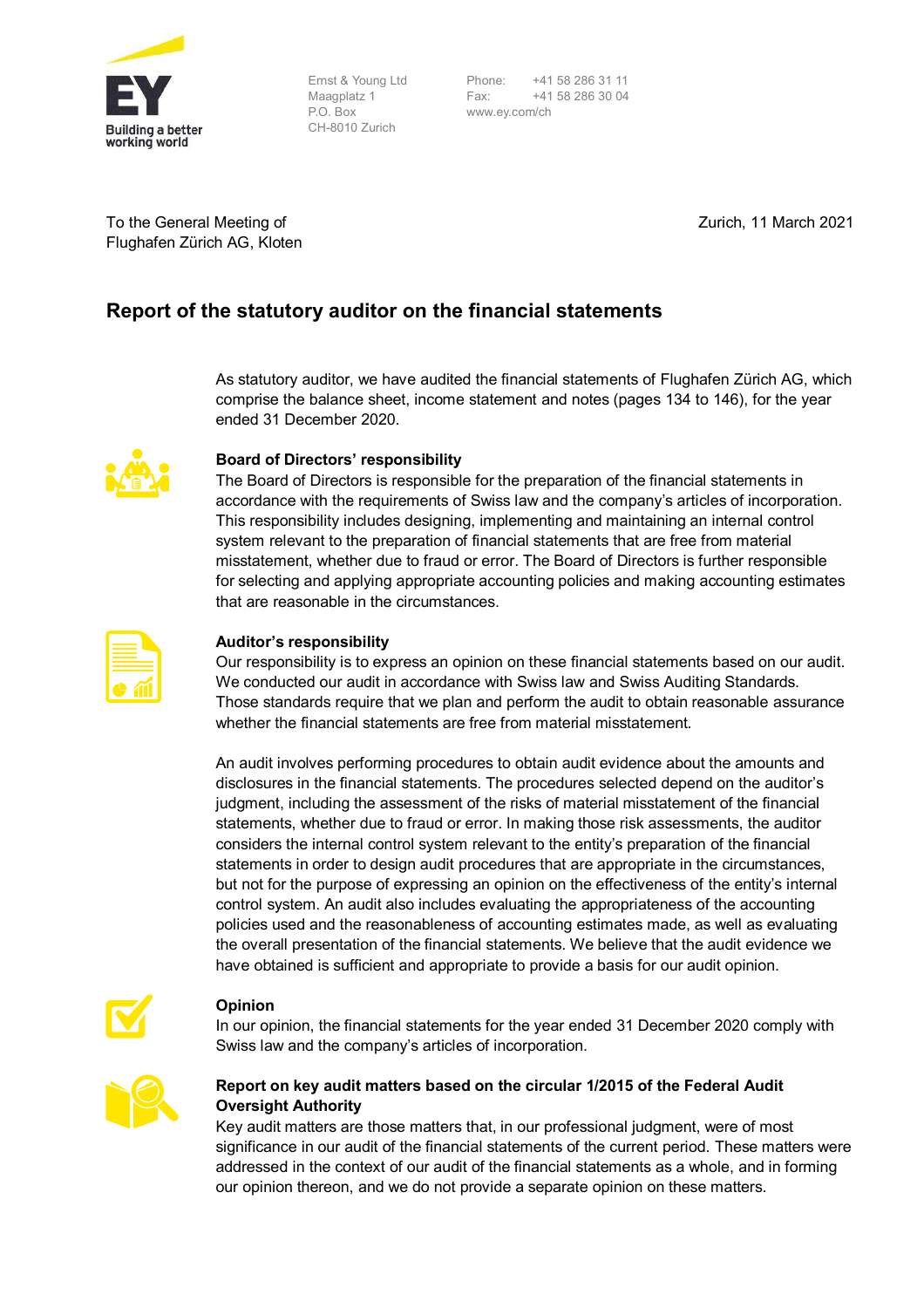Ernst & Young Ltd
Maagplatz 1
P.O. Box
CH-8010 Zurich

Phone: +41 58 286 31 11
Fax: +41 58 286 30 04
www.ey.com/ch

To the General Meeting of
Flughafen Zürich AG, Kloten

Zurich, 11 March 2021

## Report of the statutory auditor on the financial statements

As statutory auditor, we have audited the financial statements of Flughafen Zürich AG, which comprise the balance sheet, income statement and notes (pages 134 to 146), for the year ended 31 December 2020.

**Board of Directors' responsibility**
The Board of Directors is responsible for the preparation of the financial statements in accordance with the requirements of Swiss law and the company's articles of incorporation. This responsibility includes designing, implementing and maintaining an internal control system relevant to the preparation of financial statements that are free from material misstatement, whether due to fraud or error. The Board of Directors is further responsible for selecting and applying appropriate accounting policies and making accounting estimates that are reasonable in the circumstances.

**Auditor's responsibility**
Our responsibility is to express an opinion on these financial statements based on our audit. We conducted our audit in accordance with Swiss law and Swiss Auditing Standards. Those standards require that we plan and perform the audit to obtain reasonable assurance whether the financial statements are free from material misstatement.

An audit involves performing procedures to obtain audit evidence about the amounts and disclosures in the financial statements. The procedures selected depend on the auditor's judgment, including the assessment of the risks of material misstatement of the financial statements, whether due to fraud or error. In making those risk assessments, the auditor considers the internal control system relevant to the entity's preparation of the financial statements in order to design audit procedures that are appropriate in the circumstances, but not for the purpose of expressing an opinion on the effectiveness of the entity's internal control system. An audit also includes evaluating the appropriateness of the accounting policies used and the reasonableness of accounting estimates made, as well as evaluating the overall presentation of the financial statements. We believe that the audit evidence we have obtained is sufficient and appropriate to provide a basis for our audit opinion.

**Opinion**
In our opinion, the financial statements for the year ended 31 December 2020 comply with Swiss law and the company's articles of incorporation.

**Report on key audit matters based on the circular 1/2015 of the Federal Audit Oversight Authority**
Key audit matters are those matters that, in our professional judgment, were of most significance in our audit of the financial statements of the current period. These matters were addressed in the context of our audit of the financial statements as a whole, and in forming our opinion thereon, and we do not provide a separate opinion on these matters.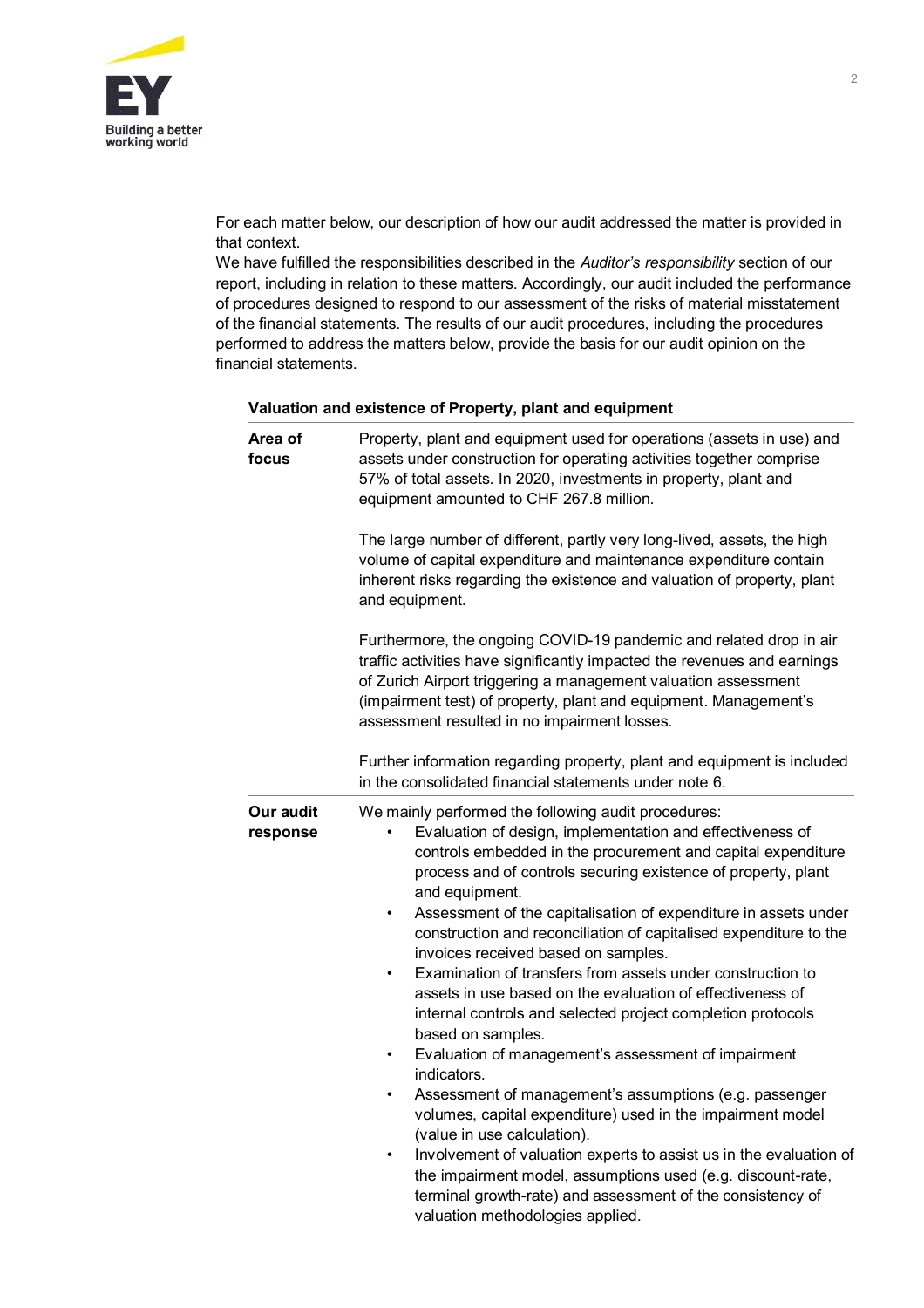For each matter below, our description of how our audit addressed the matter is provided in that context.
We have fulfilled the responsibilities described in the *Auditor's responsibility* section of our report, including in relation to these matters. Accordingly, our audit included the performance of procedures designed to respond to our assessment of the risks of material misstatement of the financial statements. The results of our audit procedures, including the procedures performed to address the matters below, provide the basis for our audit opinion on the financial statements.

**Valuation and existence of Property, plant and equipment**

| | |
|---|---|
| **Area of focus** | Property, plant and equipment used for operations (assets in use) and assets under construction for operating activities together comprise 57% of total assets. In 2020, investments in property, plant and equipment amounted to CHF 267.8 million.<br><br>The large number of different, partly very long-lived, assets, the high volume of capital expenditure and maintenance expenditure contain inherent risks regarding the existence and valuation of property, plant and equipment.<br><br>Furthermore, the ongoing COVID-19 pandemic and related drop in air traffic activities have significantly impacted the revenues and earnings of Zurich Airport triggering a management valuation assessment (impairment test) of property, plant and equipment. Management's assessment resulted in no impairment losses.<br><br>Further information regarding property, plant and equipment is included in the consolidated financial statements under note 6. |
| **Our audit response** | We mainly performed the following audit procedures:<br>• Evaluation of design, implementation and effectiveness of controls embedded in the procurement and capital expenditure process and of controls securing existence of property, plant and equipment.<br>• Assessment of the capitalisation of expenditure in assets under construction and reconciliation of capitalised expenditure to the invoices received based on samples.<br>• Examination of transfers from assets under construction to assets in use based on the evaluation of effectiveness of internal controls and selected project completion protocols based on samples.<br>• Evaluation of management's assessment of impairment indicators.<br>• Assessment of management's assumptions (e.g. passenger volumes, capital expenditure) used in the impairment model (value in use calculation).<br>• Involvement of valuation experts to assist us in the evaluation of the impairment model, assumptions used (e.g. discount-rate, terminal growth-rate) and assessment of the consistency of valuation methodologies applied. |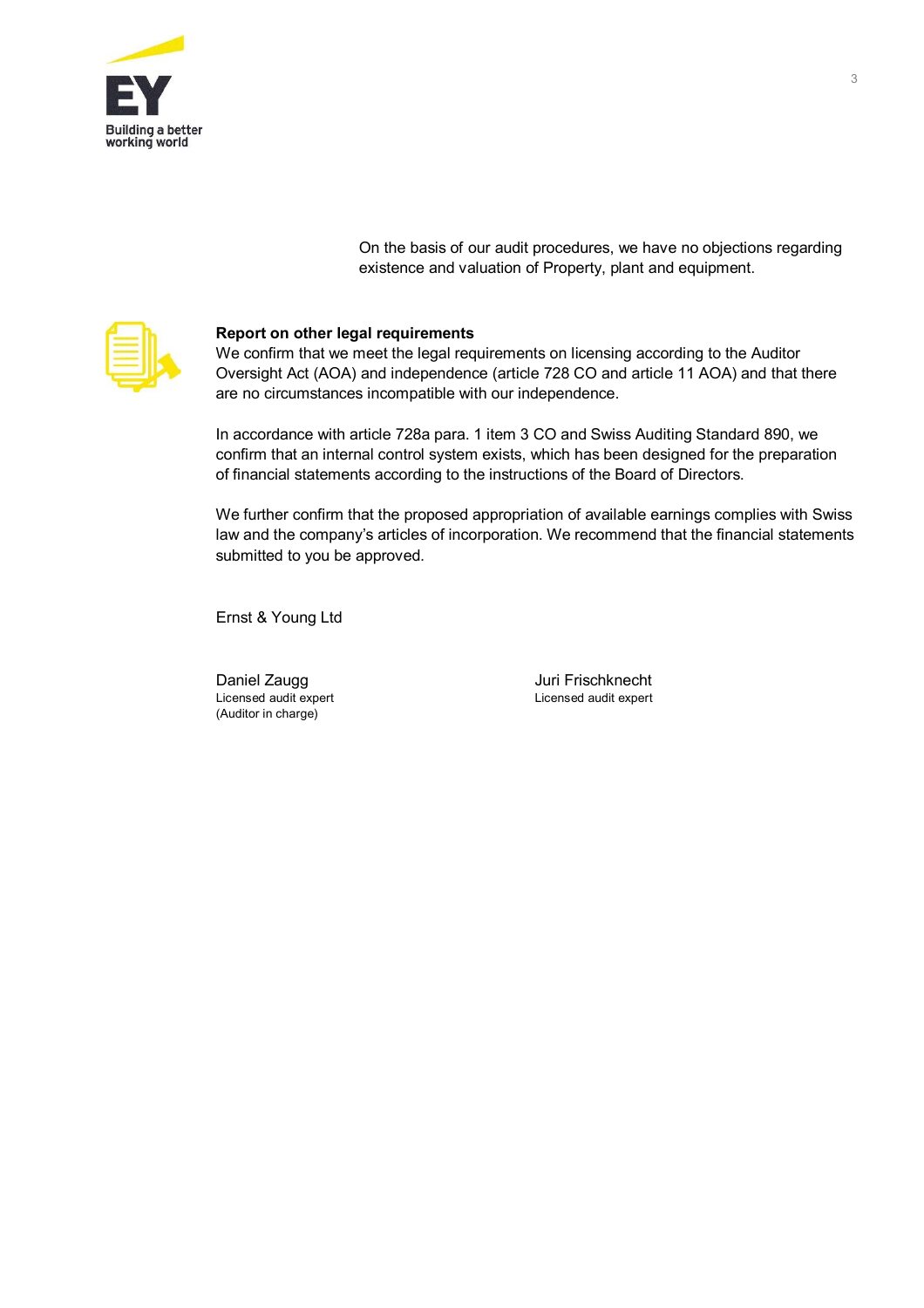On the basis of our audit procedures, we have no objections regarding existence and valuation of Property, plant and equipment.

**Report on other legal requirements**

We confirm that we meet the legal requirements on licensing according to the Auditor Oversight Act (AOA) and independence (article 728 CO and article 11 AOA) and that there are no circumstances incompatible with our independence.

In accordance with article 728a para. 1 item 3 CO and Swiss Auditing Standard 890, we confirm that an internal control system exists, which has been designed for the preparation of financial statements according to the instructions of the Board of Directors.

We further confirm that the proposed appropriation of available earnings complies with Swiss law and the company's articles of incorporation. We recommend that the financial statements submitted to you be approved.

Ernst & Young Ltd

Daniel Zaugg
Licensed audit expert
(Auditor in charge)

Juri Frischknecht
Licensed audit expert